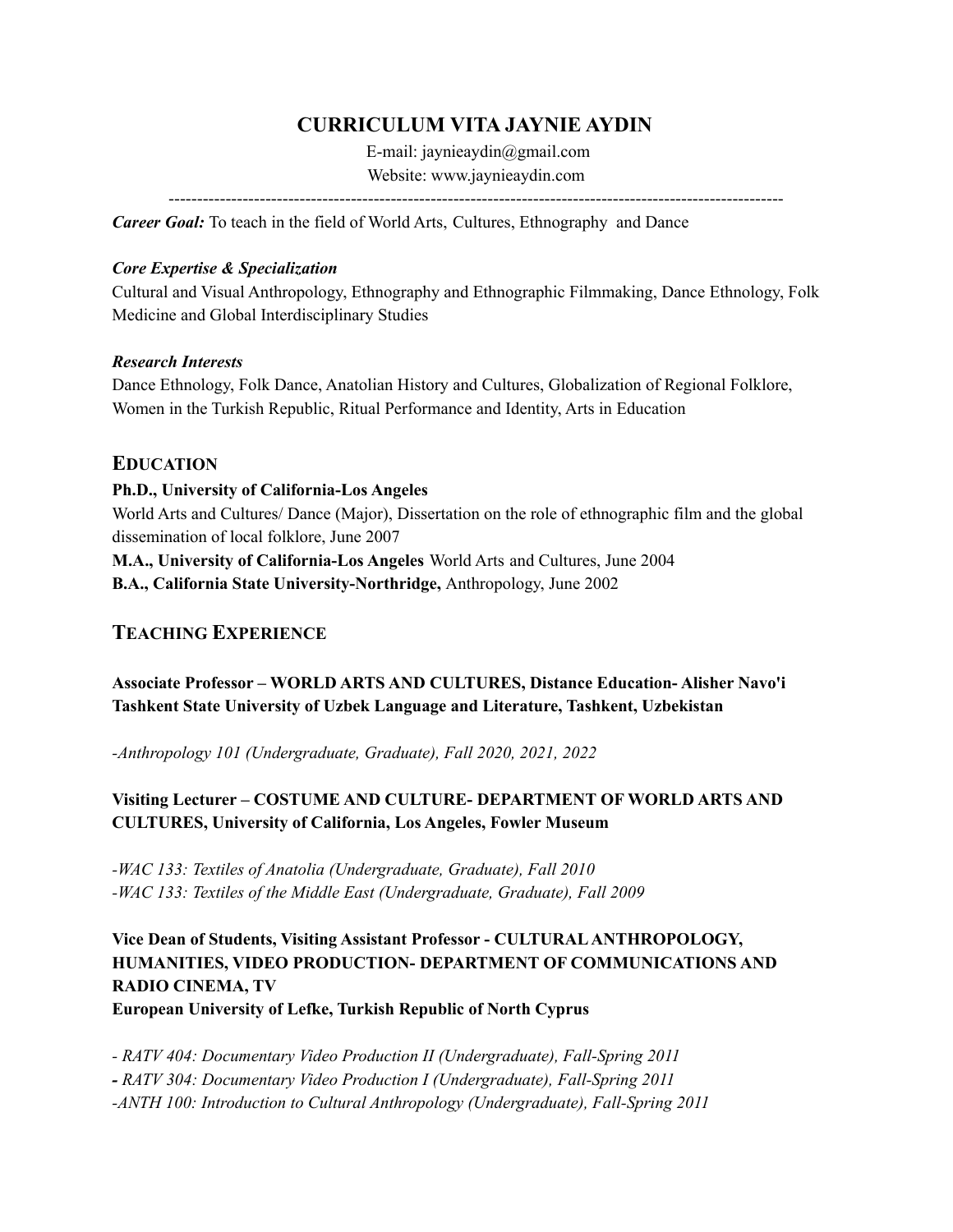# CURRICULUM VITA JAYNIE AYDIN

E-mail: jaynieaydin@gmail.com
Website: www.jaynieaydin.com

---

***Career Goal:*** To teach in the field of World Arts, Cultures, Ethnography and Dance

***Core Expertise & Specialization***

Cultural and Visual Anthropology, Ethnography and Ethnographic Filmmaking, Dance Ethnology, Folk Medicine and Global Interdisciplinary Studies

***Research Interests***

Dance Ethnology, Folk Dance, Anatolian History and Cultures, Globalization of Regional Folklore, Women in the Turkish Republic, Ritual Performance and Identity, Arts in Education

## EDUCATION

**Ph.D., University of California-Los Angeles**
World Arts and Cultures/ Dance (Major), Dissertation on the role of ethnographic film and the global dissemination of local folklore, June 2007

**M.A., University of California-Los Angeles** World Arts and Cultures, June 2004

**B.A., California State University-Northridge,** Anthropology, June 2002

## TEACHING EXPERIENCE

**Associate Professor – WORLD ARTS AND CULTURES, Distance Education- Alisher Navo'i Tashkent State University of Uzbek Language and Literature, Tashkent, Uzbekistan**

*-Anthropology 101 (Undergraduate, Graduate), Fall 2020, 2021, 2022*

**Visiting Lecturer – COSTUME AND CULTURE- DEPARTMENT OF WORLD ARTS AND CULTURES, University of California, Los Angeles, Fowler Museum**

*-WAC 133: Textiles of Anatolia (Undergraduate, Graduate), Fall 2010*
*-WAC 133: Textiles of the Middle East (Undergraduate, Graduate), Fall 2009*

**Vice Dean of Students, Visiting Assistant Professor - CULTURAL ANTHROPOLOGY, HUMANITIES, VIDEO PRODUCTION- DEPARTMENT OF COMMUNICATIONS AND RADIO CINEMA, TV**
**European University of Lefke, Turkish Republic of North Cyprus**

*- RATV 404: Documentary Video Production II (Undergraduate), Fall-Spring 2011*
*- RATV 304: Documentary Video Production I (Undergraduate), Fall-Spring 2011*
*-ANTH 100: Introduction to Cultural Anthropology (Undergraduate), Fall-Spring 2011*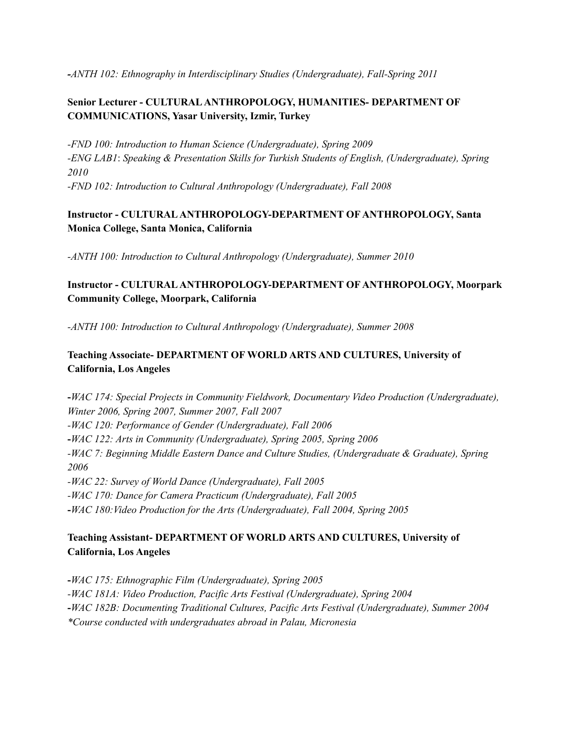*-ANTH 102: Ethnography in Interdisciplinary Studies (Undergraduate), Fall-Spring 2011*

**Senior Lecturer - CULTURAL ANTHROPOLOGY, HUMANITIES- DEPARTMENT OF COMMUNICATIONS, Yasar University, Izmir, Turkey**

*-FND 100: Introduction to Human Science (Undergraduate), Spring 2009*
*-ENG LAB1: Speaking & Presentation Skills for Turkish Students of English, (Undergraduate), Spring 2010*
*-FND 102: Introduction to Cultural Anthropology (Undergraduate), Fall 2008*

**Instructor - CULTURAL ANTHROPOLOGY-DEPARTMENT OF ANTHROPOLOGY, Santa Monica College, Santa Monica, California**

*-ANTH 100: Introduction to Cultural Anthropology (Undergraduate), Summer 2010*

**Instructor - CULTURAL ANTHROPOLOGY-DEPARTMENT OF ANTHROPOLOGY, Moorpark Community College, Moorpark, California**

*-ANTH 100: Introduction to Cultural Anthropology (Undergraduate), Summer 2008*

**Teaching Associate- DEPARTMENT OF WORLD ARTS AND CULTURES, University of California, Los Angeles**

*-WAC 174: Special Projects in Community Fieldwork, Documentary Video Production (Undergraduate), Winter 2006, Spring 2007, Summer 2007, Fall 2007*
*-WAC 120: Performance of Gender (Undergraduate), Fall 2006*
*-WAC 122: Arts in Community (Undergraduate), Spring 2005, Spring 2006*
*-WAC 7: Beginning Middle Eastern Dance and Culture Studies, (Undergraduate & Graduate), Spring 2006*
*-WAC 22: Survey of World Dance (Undergraduate), Fall 2005*
*-WAC 170: Dance for Camera Practicum (Undergraduate), Fall 2005*
*-WAC 180:Video Production for the Arts (Undergraduate), Fall 2004, Spring 2005*

**Teaching Assistant- DEPARTMENT OF WORLD ARTS AND CULTURES, University of California, Los Angeles**

*-WAC 175: Ethnographic Film (Undergraduate), Spring 2005*
*-WAC 181A: Video Production, Pacific Arts Festival (Undergraduate), Spring 2004*
*-WAC 182B: Documenting Traditional Cultures, Pacific Arts Festival (Undergraduate), Summer 2004*
*\*Course conducted with undergraduates abroad in Palau, Micronesia*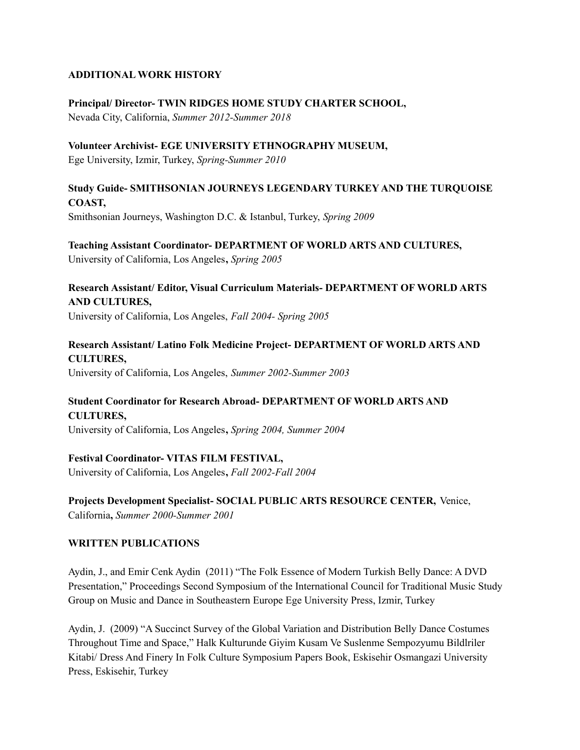## ADDITIONAL WORK HISTORY

**Principal/ Director- TWIN RIDGES HOME STUDY CHARTER SCHOOL,**
Nevada City, California, *Summer 2012-Summer 2018*

**Volunteer Archivist- EGE UNIVERSITY ETHNOGRAPHY MUSEUM,**
Ege University, Izmir, Turkey, *Spring-Summer 2010*

**Study Guide- SMITHSONIAN JOURNEYS LEGENDARY TURKEY AND THE TURQUOISE COAST,**
Smithsonian Journeys, Washington D.C. & Istanbul, Turkey, *Spring 2009*

**Teaching Assistant Coordinator- DEPARTMENT OF WORLD ARTS AND CULTURES,**
University of California, Los Angeles**,** *Spring 2005*

**Research Assistant/ Editor, Visual Curriculum Materials- DEPARTMENT OF WORLD ARTS AND CULTURES,**
University of California, Los Angeles, *Fall 2004- Spring 2005*

**Research Assistant/ Latino Folk Medicine Project- DEPARTMENT OF WORLD ARTS AND CULTURES,**
University of California, Los Angeles, *Summer 2002-Summer 2003*

**Student Coordinator for Research Abroad- DEPARTMENT OF WORLD ARTS AND CULTURES,**
University of California, Los Angeles**,** *Spring 2004, Summer 2004*

**Festival Coordinator- VITAS FILM FESTIVAL,**
University of California, Los Angeles**,** *Fall 2002-Fall 2004*

**Projects Development Specialist- SOCIAL PUBLIC ARTS RESOURCE CENTER,** Venice, California**,** *Summer 2000-Summer 2001*

## WRITTEN PUBLICATIONS

Aydin, J., and Emir Cenk Aydin (2011) "The Folk Essence of Modern Turkish Belly Dance: A DVD Presentation," Proceedings Second Symposium of the International Council for Traditional Music Study Group on Music and Dance in Southeastern Europe Ege University Press, Izmir, Turkey

Aydin, J. (2009) "A Succinct Survey of the Global Variation and Distribution Belly Dance Costumes Throughout Time and Space," Halk Kulturunde Giyim Kusam Ve Suslenme Sempozyumu Bildlriler Kitabi/ Dress And Finery In Folk Culture Symposium Papers Book, Eskisehir Osmangazi University Press, Eskisehir, Turkey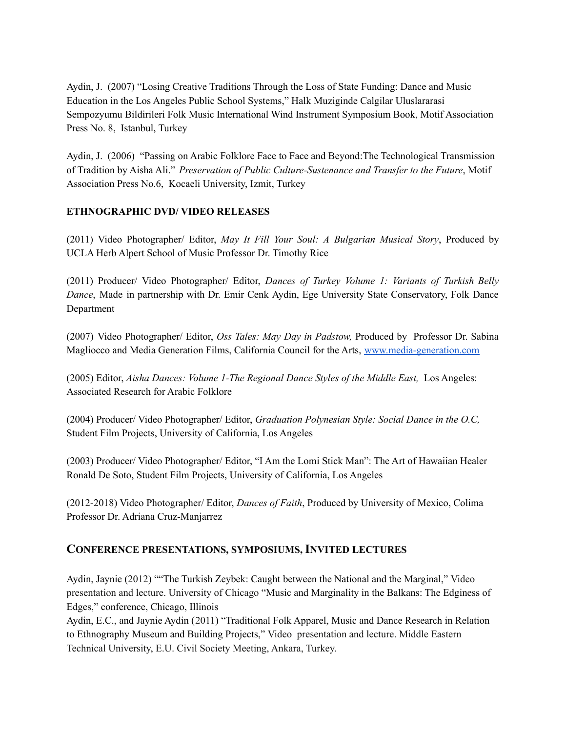Aydin, J. (2007) "Losing Creative Traditions Through the Loss of State Funding: Dance and Music Education in the Los Angeles Public School Systems," Halk Muziginde Calgilar Uluslararasi Sempozyumu Bildirileri Folk Music International Wind Instrument Symposium Book, Motif Association Press No. 8, Istanbul, Turkey

Aydin, J. (2006) "Passing on Arabic Folklore Face to Face and Beyond:The Technological Transmission of Tradition by Aisha Ali." *Preservation of Public Culture-Sustenance and Transfer to the Future*, Motif Association Press No.6, Kocaeli University, Izmit, Turkey

**ETHNOGRAPHIC DVD/ VIDEO RELEASES**

(2011) Video Photographer/ Editor, *May It Fill Your Soul: A Bulgarian Musical Story*, Produced by UCLA Herb Alpert School of Music Professor Dr. Timothy Rice

(2011) Producer/ Video Photographer/ Editor, *Dances of Turkey Volume 1: Variants of Turkish Belly Dance*, Made in partnership with Dr. Emir Cenk Aydin, Ege University State Conservatory, Folk Dance Department

(2007) Video Photographer/ Editor, *Oss Tales: May Day in Padstow,* Produced by Professor Dr. Sabina Magliocco and Media Generation Films, California Council for the Arts, [www.media-generation.com](www.media-generation.com)

(2005) Editor, *Aisha Dances: Volume 1-The Regional Dance Styles of the Middle East,* Los Angeles: Associated Research for Arabic Folklore

(2004) Producer/ Video Photographer/ Editor, *Graduation Polynesian Style: Social Dance in the O.C,* Student Film Projects, University of California, Los Angeles

(2003) Producer/ Video Photographer/ Editor, "I Am the Lomi Stick Man": The Art of Hawaiian Healer Ronald De Soto, Student Film Projects, University of California, Los Angeles

(2012-2018) Video Photographer/ Editor, *Dances of Faith*, Produced by University of Mexico, Colima Professor Dr. Adriana Cruz-Manjarrez

## CONFERENCE PRESENTATIONS, SYMPOSIUMS, INVITED LECTURES

Aydin, Jaynie (2012) ""The Turkish Zeybek: Caught between the National and the Marginal," Video presentation and lecture. University of Chicago "Music and Marginality in the Balkans: The Edginess of Edges," conference, Chicago, Illinois

Aydin, E.C., and Jaynie Aydin (2011) "Traditional Folk Apparel, Music and Dance Research in Relation to Ethnography Museum and Building Projects," Video presentation and lecture. Middle Eastern Technical University, E.U. Civil Society Meeting, Ankara, Turkey.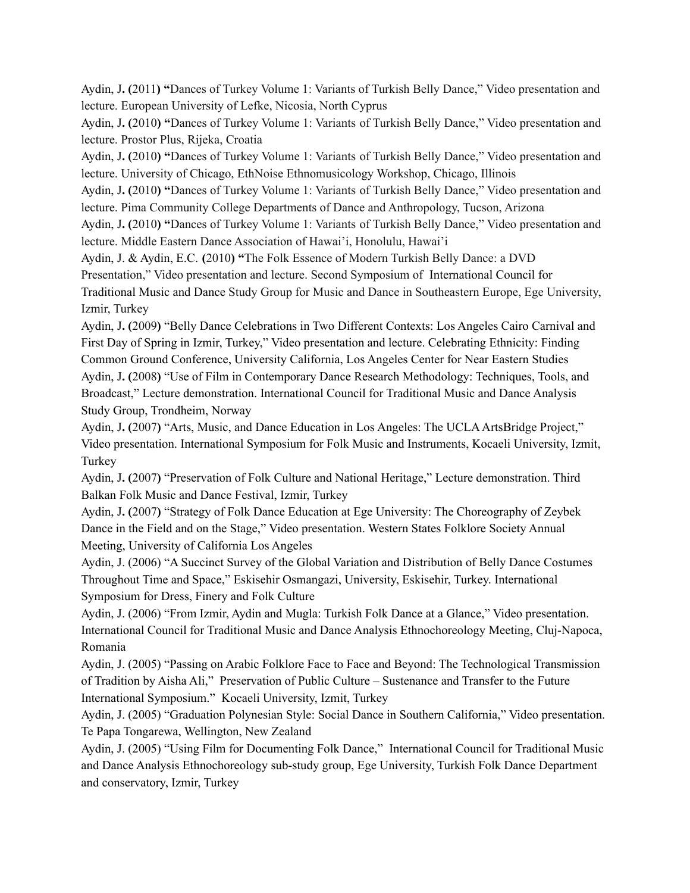Aydin, J. (2011) "Dances of Turkey Volume 1: Variants of Turkish Belly Dance," Video presentation and lecture. European University of Lefke, Nicosia, North Cyprus

Aydin, J. (2010) "Dances of Turkey Volume 1: Variants of Turkish Belly Dance," Video presentation and lecture. Prostor Plus, Rijeka, Croatia

Aydin, J. (2010) "Dances of Turkey Volume 1: Variants of Turkish Belly Dance," Video presentation and lecture. University of Chicago, EthNoise Ethnomusicology Workshop, Chicago, Illinois

Aydin, J. (2010) "Dances of Turkey Volume 1: Variants of Turkish Belly Dance," Video presentation and lecture. Pima Community College Departments of Dance and Anthropology, Tucson, Arizona

Aydin, J. (2010) "Dances of Turkey Volume 1: Variants of Turkish Belly Dance," Video presentation and lecture. Middle Eastern Dance Association of Hawai'i, Honolulu, Hawai'i

Aydin, J. & Aydin, E.C. (2010) "The Folk Essence of Modern Turkish Belly Dance: a DVD Presentation," Video presentation and lecture. Second Symposium of International Council for Traditional Music and Dance Study Group for Music and Dance in Southeastern Europe, Ege University, Izmir, Turkey

Aydin, J. (2009) "Belly Dance Celebrations in Two Different Contexts: Los Angeles Cairo Carnival and First Day of Spring in Izmir, Turkey," Video presentation and lecture. Celebrating Ethnicity: Finding Common Ground Conference, University California, Los Angeles Center for Near Eastern Studies

Aydin, J. (2008) "Use of Film in Contemporary Dance Research Methodology: Techniques, Tools, and Broadcast," Lecture demonstration. International Council for Traditional Music and Dance Analysis Study Group, Trondheim, Norway

Aydin, J. (2007) "Arts, Music, and Dance Education in Los Angeles: The UCLA ArtsBridge Project," Video presentation. International Symposium for Folk Music and Instruments, Kocaeli University, Izmit, Turkey

Aydin, J. (2007) "Preservation of Folk Culture and National Heritage," Lecture demonstration. Third Balkan Folk Music and Dance Festival, Izmir, Turkey

Aydin, J. (2007) "Strategy of Folk Dance Education at Ege University: The Choreography of Zeybek Dance in the Field and on the Stage," Video presentation. Western States Folklore Society Annual Meeting, University of California Los Angeles

Aydin, J. (2006) "A Succinct Survey of the Global Variation and Distribution of Belly Dance Costumes Throughout Time and Space," Eskisehir Osmangazi, University, Eskisehir, Turkey. International Symposium for Dress, Finery and Folk Culture

Aydin, J. (2006) "From Izmir, Aydin and Mugla: Turkish Folk Dance at a Glance," Video presentation. International Council for Traditional Music and Dance Analysis Ethnochoreology Meeting, Cluj-Napoca, Romania

Aydin, J. (2005) "Passing on Arabic Folklore Face to Face and Beyond: The Technological Transmission of Tradition by Aisha Ali," Preservation of Public Culture – Sustenance and Transfer to the Future International Symposium." Kocaeli University, Izmit, Turkey

Aydin, J. (2005) "Graduation Polynesian Style: Social Dance in Southern California," Video presentation. Te Papa Tongarewa, Wellington, New Zealand

Aydin, J. (2005) "Using Film for Documenting Folk Dance," International Council for Traditional Music and Dance Analysis Ethnochoreology sub-study group, Ege University, Turkish Folk Dance Department and conservatory, Izmir, Turkey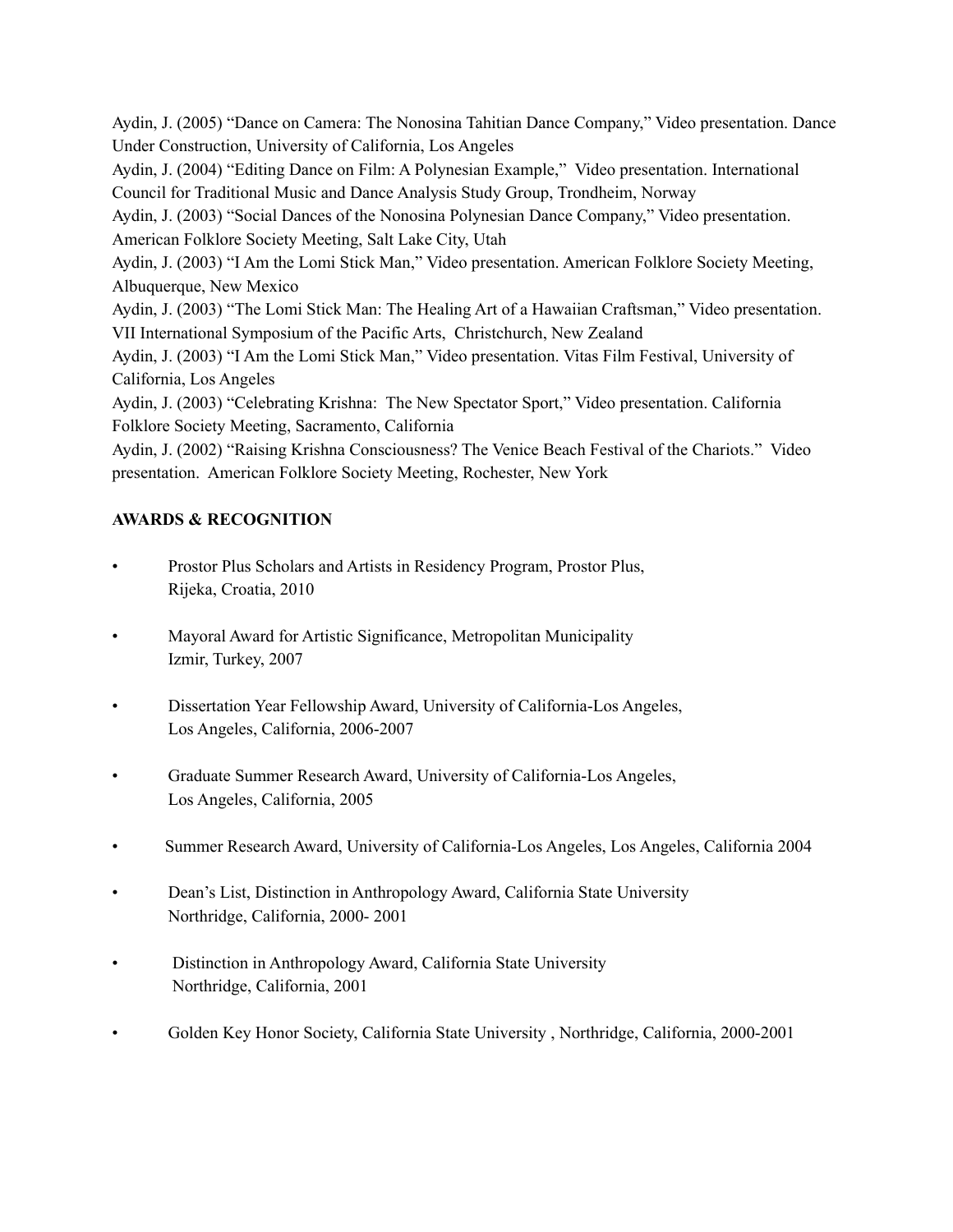Aydin, J. (2005) "Dance on Camera: The Nonosina Tahitian Dance Company," Video presentation. Dance Under Construction, University of California, Los Angeles

Aydin, J. (2004) "Editing Dance on Film: A Polynesian Example," Video presentation. International Council for Traditional Music and Dance Analysis Study Group, Trondheim, Norway

Aydin, J. (2003) "Social Dances of the Nonosina Polynesian Dance Company," Video presentation. American Folklore Society Meeting, Salt Lake City, Utah

Aydin, J. (2003) "I Am the Lomi Stick Man," Video presentation. American Folklore Society Meeting, Albuquerque, New Mexico

Aydin, J. (2003) "The Lomi Stick Man: The Healing Art of a Hawaiian Craftsman," Video presentation. VII International Symposium of the Pacific Arts, Christchurch, New Zealand

Aydin, J. (2003) "I Am the Lomi Stick Man," Video presentation. Vitas Film Festival, University of California, Los Angeles

Aydin, J. (2003) "Celebrating Krishna: The New Spectator Sport," Video presentation. California Folklore Society Meeting, Sacramento, California

Aydin, J. (2002) "Raising Krishna Consciousness? The Venice Beach Festival of the Chariots." Video presentation. American Folklore Society Meeting, Rochester, New York

**AWARDS & RECOGNITION**

- Prostor Plus Scholars and Artists in Residency Program, Prostor Plus, Rijeka, Croatia, 2010
- Mayoral Award for Artistic Significance, Metropolitan Municipality Izmir, Turkey, 2007
- Dissertation Year Fellowship Award, University of California-Los Angeles, Los Angeles, California, 2006-2007
- Graduate Summer Research Award, University of California-Los Angeles, Los Angeles, California, 2005
- Summer Research Award, University of California-Los Angeles, Los Angeles, California 2004
- Dean's List, Distinction in Anthropology Award, California State University Northridge, California, 2000- 2001
- Distinction in Anthropology Award, California State University Northridge, California, 2001
- Golden Key Honor Society, California State University , Northridge, California, 2000-2001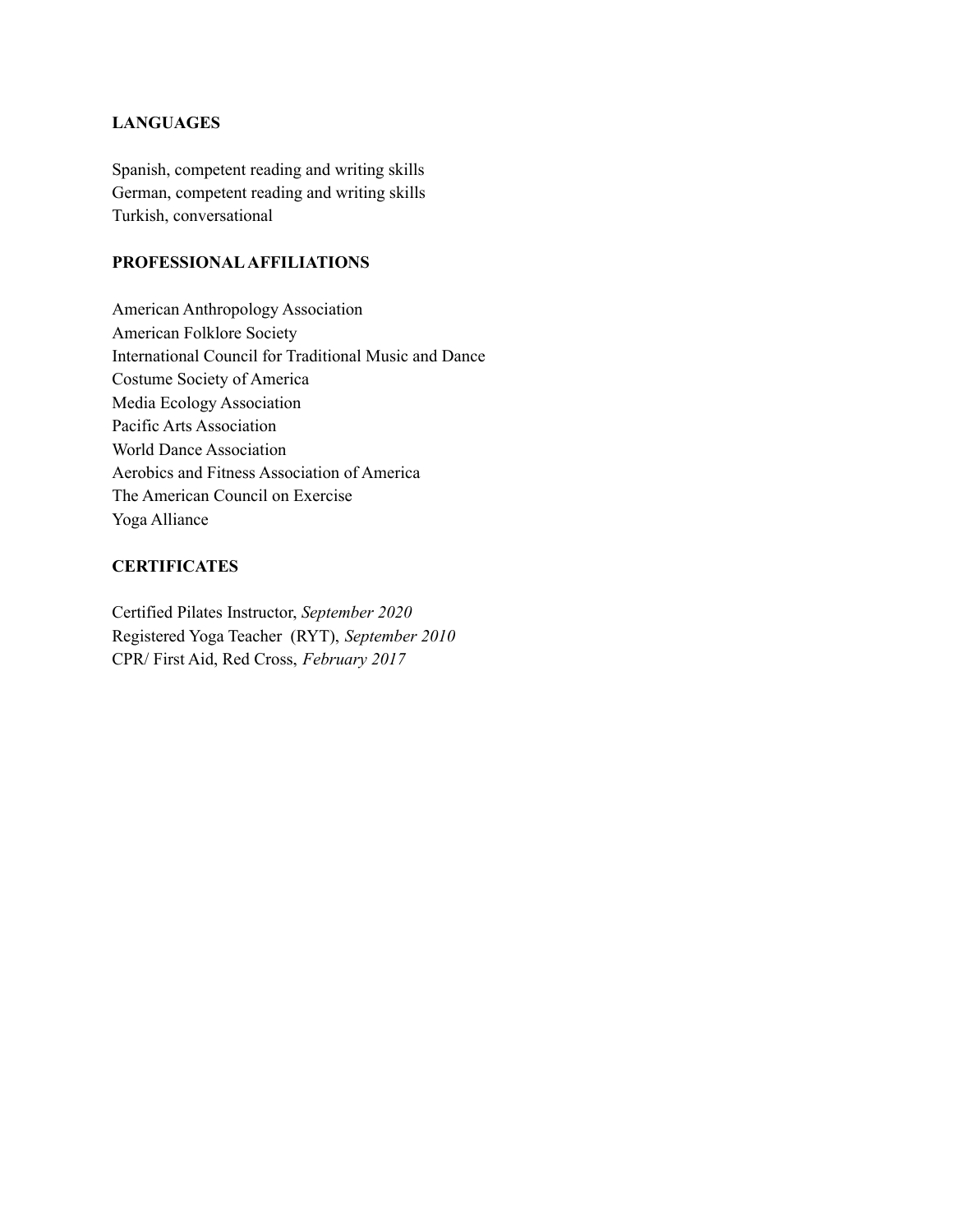## LANGUAGES

Spanish, competent reading and writing skills
German, competent reading and writing skills
Turkish, conversational

## PROFESSIONAL AFFILIATIONS

American Anthropology Association
American Folklore Society
International Council for Traditional Music and Dance
Costume Society of America
Media Ecology Association
Pacific Arts Association
World Dance Association
Aerobics and Fitness Association of America
The American Council on Exercise
Yoga Alliance

## CERTIFICATES

Certified Pilates Instructor, *September 2020*
Registered Yoga Teacher (RYT), *September 2010*
CPR/ First Aid, Red Cross, *February 2017*